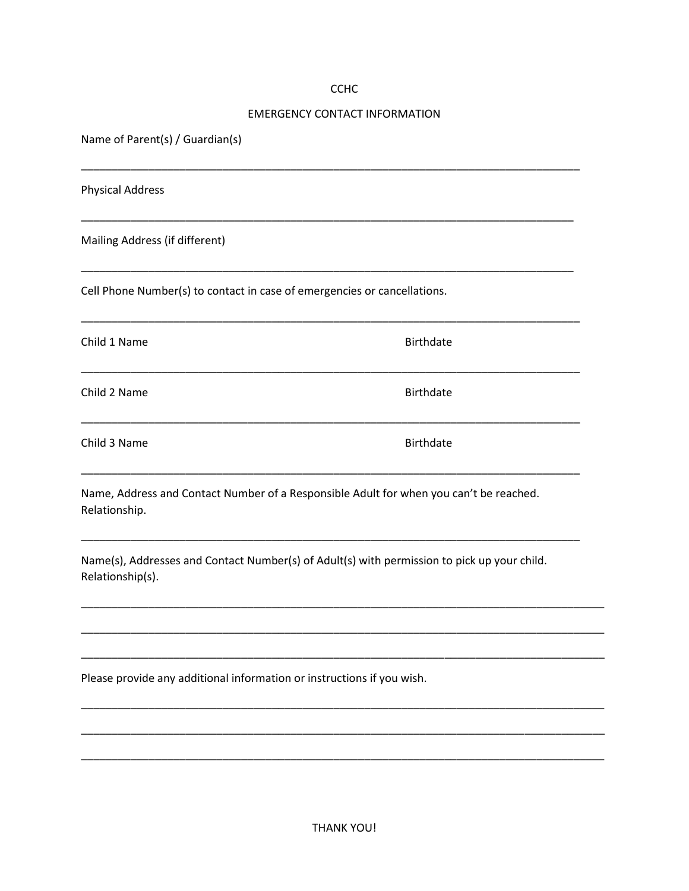CCHC

EMERGENCY CONTACT INFORMATION

Name of Parent(s) / Guardian(s)

_________________________________________________________________________________

Physical Address

_________________________________________________________________________________

Mailing Address (if different)

_________________________________________________________________________________

Cell Phone Number(s) to contact in case of emergencies or cancellations.

_________________________________________________________________________________

Child 1 Name Birthdate

_________________________________________________________________________________

Child 2 Name Birthdate

_________________________________________________________________________________

Child 3 Name Birthdate

_________________________________________________________________________________

Name, Address and Contact Number of a Responsible Adult for when you can't be reached. Relationship.

_________________________________________________________________________________

Name(s), Addresses and Contact Number(s) of Adult(s) with permission to pick up your child. Relationship(s).

_________________________________________________________________________________

_________________________________________________________________________________

_________________________________________________________________________________

Please provide any additional information or instructions if you wish.

_________________________________________________________________________________

_________________________________________________________________________________

_________________________________________________________________________________

THANK YOU!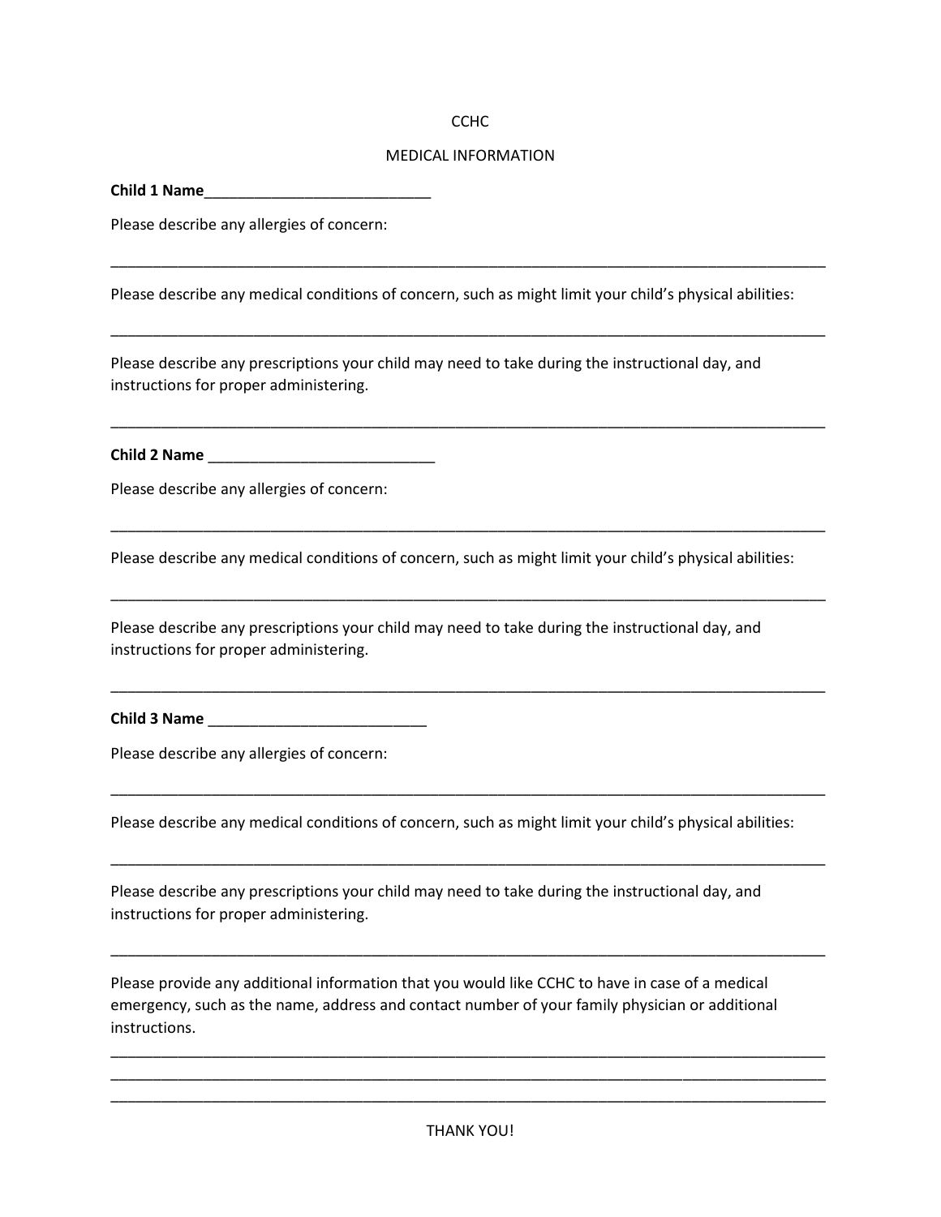CCHC

MEDICAL INFORMATION

**Child 1 Name**___________________________

Please describe any allergies of concern:

______________________________________________________________________________________

Please describe any medical conditions of concern, such as might limit your child's physical abilities:

______________________________________________________________________________________

Please describe any prescriptions your child may need to take during the instructional day, and instructions for proper administering.

______________________________________________________________________________________

**Child 2 Name** ___________________________

Please describe any allergies of concern:

______________________________________________________________________________________

Please describe any medical conditions of concern, such as might limit your child's physical abilities:

______________________________________________________________________________________

Please describe any prescriptions your child may need to take during the instructional day, and instructions for proper administering.

______________________________________________________________________________________

**Child 3 Name** __________________________

Please describe any allergies of concern:

______________________________________________________________________________________

Please describe any medical conditions of concern, such as might limit your child's physical abilities:

______________________________________________________________________________________

Please describe any prescriptions your child may need to take during the instructional day, and instructions for proper administering.

______________________________________________________________________________________

Please provide any additional information that you would like CCHC to have in case of a medical emergency, such as the name, address and contact number of your family physician or additional instructions.

______________________________________________________________________________________
______________________________________________________________________________________
______________________________________________________________________________________

THANK YOU!